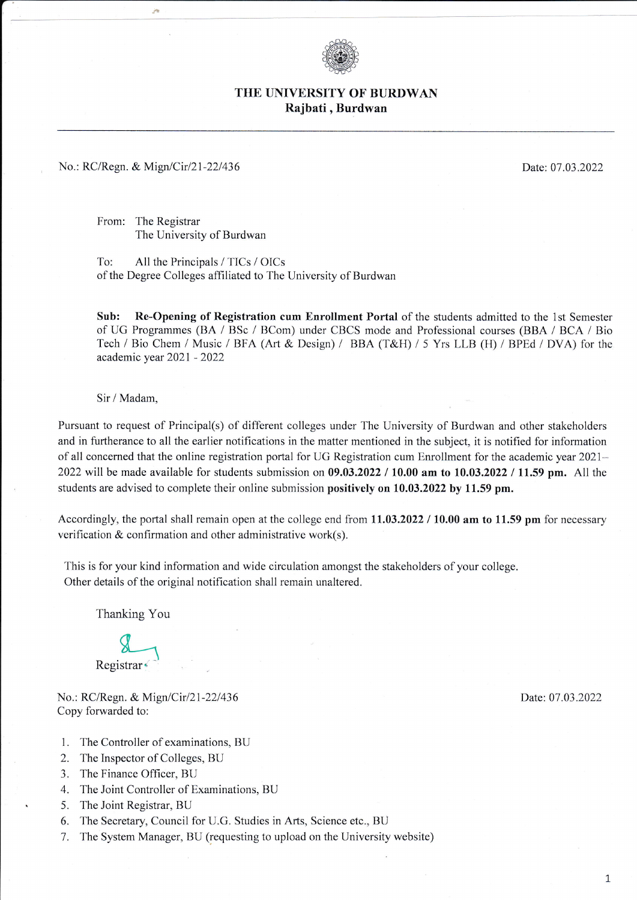# THE UNIVERSITY OF BURDWAN
**Rajbati , Burdwan**

No.: RC/Regn. & Mign/Cir/21-22/436 Date: 07.03.2022

From: The Registrar
The University of Burdwan

To: All the Principals / TICs / OICs
of the Degree Colleges affiliated to The University of Burdwan

**Sub: Re-Opening of Registration cum Enrollment Portal** of the students admitted to the 1st Semester of UG Programmes (BA / BSc / BCom) under CBCS mode and Professional courses (BBA / BCA / Bio Tech / Bio Chem / Music / BFA (Art & Design) / BBA (T&H) / 5 Yrs LLB (H) / BPEd / DVA) for the academic year 2021 - 2022

Sir / Madam,

Pursuant to request of Principal(s) of different colleges under The University of Burdwan and other stakeholders and in furtherance to all the earlier notifications in the matter mentioned in the subject, it is notified for information of all concerned that the online registration portal for UG Registration cum Enrollment for the academic year 2021–2022 will be made available for students submission on **09.03.2022 / 10.00 am to 10.03.2022 / 11.59 pm.** All the students are advised to complete their online submission **positively on 10.03.2022 by 11.59 pm.**

Accordingly, the portal shall remain open at the college end from **11.03.2022 / 10.00 am to 11.59 pm** for necessary verification & confirmation and other administrative work(s).

This is for your kind information and wide circulation amongst the stakeholders of your college.
Other details of the original notification shall remain unaltered.

Thanking You

Registrar

No.: RC/Regn. & Mign/Cir/21-22/436 Date: 07.03.2022
Copy forwarded to:

1. The Controller of examinations, BU
2. The Inspector of Colleges, BU
3. The Finance Officer, BU
4. The Joint Controller of Examinations, BU
5. The Joint Registrar, BU
6. The Secretary, Council for U.G. Studies in Arts, Science etc., BU
7. The System Manager, BU (requesting to upload on the University website)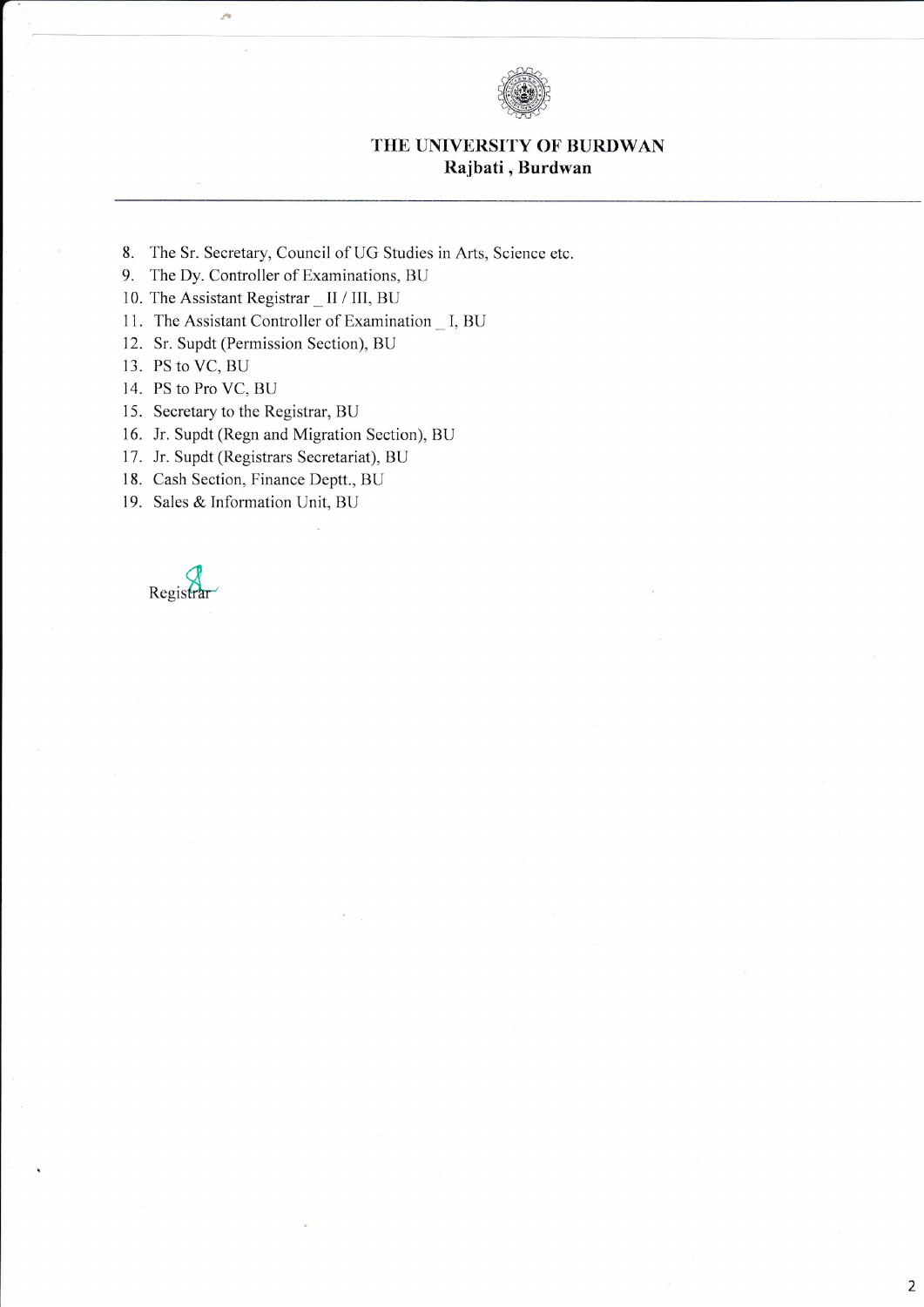**THE UNIVERSITY OF BURDWAN**
**Rajbati , Burdwan**

8. The Sr. Secretary, Council of UG Studies in Arts, Science etc.
9. The Dy. Controller of Examinations, BU
10. The Assistant Registrar _ II / III, BU
11. The Assistant Controller of Examination _ I, BU
12. Sr. Supdt (Permission Section), BU
13. PS to VC, BU
14. PS to Pro VC, BU
15. Secretary to the Registrar, BU
16. Jr. Supdt (Regn and Migration Section), BU
17. Jr. Supdt (Registrars Secretariat), BU
18. Cash Section, Finance Deptt., BU
19. Sales & Information Unit, BU

Registrar